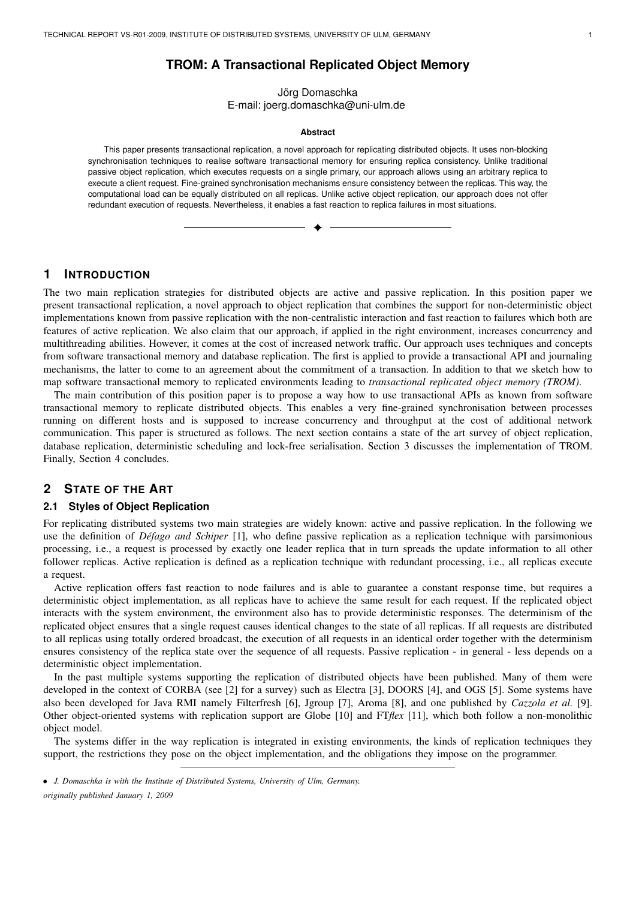# TROM: A Transactional Replicated Object Memory

Jörg Domaschka
E-mail: joerg.domaschka@uni-ulm.de

**Abstract**

This paper presents transactional replication, a novel approach for replicating distributed objects. It uses non-blocking synchronisation techniques to realise software transactional memory for ensuring replica consistency. Unlike traditional passive object replication, which executes requests on a single primary, our approach allows using an arbitrary replica to execute a client request. Fine-grained synchronisation mechanisms ensure consistency between the replicas. This way, the computational load can be equally distributed on all replicas. Unlike active object replication, our approach does not offer redundant execution of requests. Nevertheless, it enables a fast reaction to replica failures in most situations.

## 1 Introduction

The two main replication strategies for distributed objects are active and passive replication. In this position paper we present transactional replication, a novel approach to object replication that combines the support for non-deterministic object implementations known from passive replication with the non-centralistic interaction and fast reaction to failures which both are features of active replication. We also claim that our approach, if applied in the right environment, increases concurrency and multithreading abilities. However, it comes at the cost of increased network traffic. Our approach uses techniques and concepts from software transactional memory and database replication. The first is applied to provide a transactional API and journaling mechanisms, the latter to come to an agreement about the commitment of a transaction. In addition to that we sketch how to map software transactional memory to replicated environments leading to *transactional replicated object memory (TROM)*.

The main contribution of this position paper is to propose a way how to use transactional APIs as known from software transactional memory to replicate distributed objects. This enables a very fine-grained synchronisation between processes running on different hosts and is supposed to increase concurrency and throughput at the cost of additional network communication. This paper is structured as follows. The next section contains a state of the art survey of object replication, database replication, deterministic scheduling and lock-free serialisation. Section 3 discusses the implementation of TROM. Finally, Section 4 concludes.

## 2 State of the Art

### 2.1 Styles of Object Replication

For replicating distributed systems two main strategies are widely known: active and passive replication. In the following we use the definition of *Défago and Schiper* [1], who define passive replication as a replication technique with parsimonious processing, i.e., a request is processed by exactly one leader replica that in turn spreads the update information to all other follower replicas. Active replication is defined as a replication technique with redundant processing, i.e., all replicas execute a request.

Active replication offers fast reaction to node failures and is able to guarantee a constant response time, but requires a deterministic object implementation, as all replicas have to achieve the same result for each request. If the replicated object interacts with the system environment, the environment also has to provide deterministic responses. The determinism of the replicated object ensures that a single request causes identical changes to the state of all replicas. If all requests are distributed to all replicas using totally ordered broadcast, the execution of all requests in an identical order together with the determinism ensures consistency of the replica state over the sequence of all requests. Passive replication - in general - less depends on a deterministic object implementation.

In the past multiple systems supporting the replication of distributed objects have been published. Many of them were developed in the context of CORBA (see [2] for a survey) such as Electra [3], DOORS [4], and OGS [5]. Some systems have also been developed for Java RMI namely Filterfresh [6], Jgroup [7], Aroma [8], and one published by *Cazzola et al.* [9]. Other object-oriented systems with replication support are Globe [10] and FT*flex* [11], which both follow a non-monolithic object model.

The systems differ in the way replication is integrated in existing environments, the kinds of replication techniques they support, the restrictions they pose on the object implementation, and the obligations they impose on the programmer.

- *J. Domaschka is with the Institute of Distributed Systems, University of Ulm, Germany.*

*originally published January 1, 2009*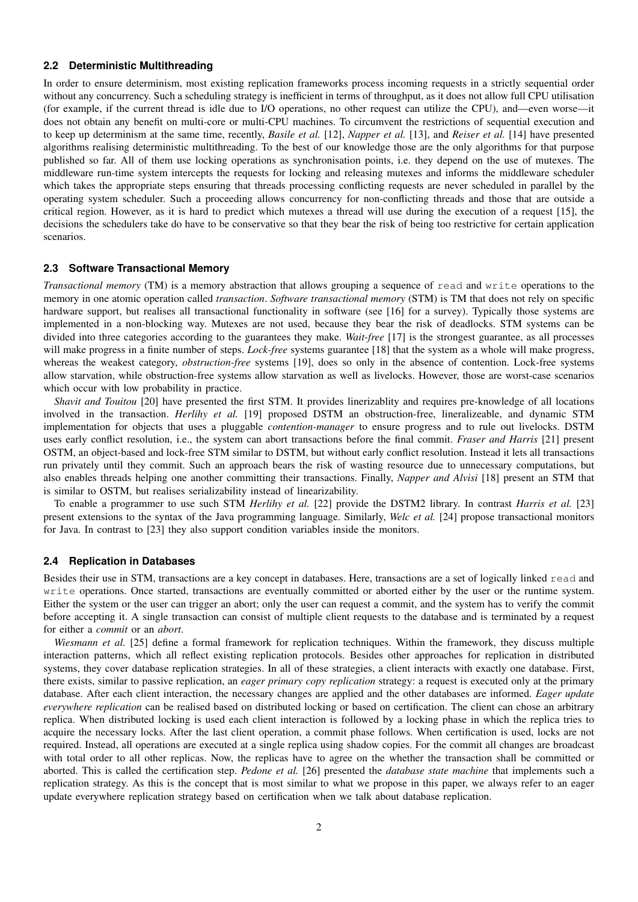### 2.2 Deterministic Multithreading

In order to ensure determinism, most existing replication frameworks process incoming requests in a strictly sequential order without any concurrency. Such a scheduling strategy is inefficient in terms of throughput, as it does not allow full CPU utilisation (for example, if the current thread is idle due to I/O operations, no other request can utilize the CPU), and—even worse—it does not obtain any benefit on multi-core or multi-CPU machines. To circumvent the restrictions of sequential execution and to keep up determinism at the same time, recently, *Basile et al.* [12], *Napper et al.* [13], and *Reiser et al.* [14] have presented algorithms realising deterministic multithreading. To the best of our knowledge those are the only algorithms for that purpose published so far. All of them use locking operations as synchronisation points, i.e. they depend on the use of mutexes. The middleware run-time system intercepts the requests for locking and releasing mutexes and informs the middleware scheduler which takes the appropriate steps ensuring that threads processing conflicting requests are never scheduled in parallel by the operating system scheduler. Such a proceeding allows concurrency for non-conflicting threads and those that are outside a critical region. However, as it is hard to predict which mutexes a thread will use during the execution of a request [15], the decisions the schedulers take do have to be conservative so that they bear the risk of being too restrictive for certain application scenarios.

### 2.3 Software Transactional Memory

*Transactional memory* (TM) is a memory abstraction that allows grouping a sequence of `read` and `write` operations to the memory in one atomic operation called *transaction*. *Software transactional memory* (STM) is TM that does not rely on specific hardware support, but realises all transactional functionality in software (see [16] for a survey). Typically those systems are implemented in a non-blocking way. Mutexes are not used, because they bear the risk of deadlocks. STM systems can be divided into three categories according to the guarantees they make. *Wait-free* [17] is the strongest guarantee, as all processes will make progress in a finite number of steps. *Lock-free* systems guarantee [18] that the system as a whole will make progress, whereas the weakest category, *obstruction-free* systems [19], does so only in the absence of contention. Lock-free systems allow starvation, while obstruction-free systems allow starvation as well as livelocks. However, those are worst-case scenarios which occur with low probability in practice.

*Shavit and Touitou* [20] have presented the first STM. It provides linerizablity and requires pre-knowledge of all locations involved in the transaction. *Herlihy et al.* [19] proposed DSTM an obstruction-free, lineralizeable, and dynamic STM implementation for objects that uses a pluggable *contention-manager* to ensure progress and to rule out livelocks. DSTM uses early conflict resolution, i.e., the system can abort transactions before the final commit. *Fraser and Harris* [21] present OSTM, an object-based and lock-free STM similar to DSTM, but without early conflict resolution. Instead it lets all transactions run privately until they commit. Such an approach bears the risk of wasting resource due to unnecessary computations, but also enables threads helping one another committing their transactions. Finally, *Napper and Alvisi* [18] present an STM that is similar to OSTM, but realises serializability instead of linearizability.

To enable a programmer to use such STM *Herlihy et al.* [22] provide the DSTM2 library. In contrast *Harris et al.* [23] present extensions to the syntax of the Java programming language. Similarly, *Welc et al.* [24] propose transactional monitors for Java. In contrast to [23] they also support condition variables inside the monitors.

### 2.4 Replication in Databases

Besides their use in STM, transactions are a key concept in databases. Here, transactions are a set of logically linked `read` and `write` operations. Once started, transactions are eventually committed or aborted either by the user or the runtime system. Either the system or the user can trigger an abort; only the user can request a commit, and the system has to verify the commit before accepting it. A single transaction can consist of multiple client requests to the database and is terminated by a request for either a *commit* or an *abort*.

*Wiesmann et al.* [25] define a formal framework for replication techniques. Within the framework, they discuss multiple interaction patterns, which all reflect existing replication protocols. Besides other approaches for replication in distributed systems, they cover database replication strategies. In all of these strategies, a client interacts with exactly one database. First, there exists, similar to passive replication, an *eager primary copy replication* strategy: a request is executed only at the primary database. After each client interaction, the necessary changes are applied and the other databases are informed. *Eager update everywhere replication* can be realised based on distributed locking or based on certification. The client can chose an arbitrary replica. When distributed locking is used each client interaction is followed by a locking phase in which the replica tries to acquire the necessary locks. After the last client operation, a commit phase follows. When certification is used, locks are not required. Instead, all operations are executed at a single replica using shadow copies. For the commit all changes are broadcast with total order to all other replicas. Now, the replicas have to agree on the whether the transaction shall be committed or aborted. This is called the certification step. *Pedone et al.* [26] presented the *database state machine* that implements such a replication strategy. As this is the concept that is most similar to what we propose in this paper, we always refer to an eager update everywhere replication strategy based on certification when we talk about database replication.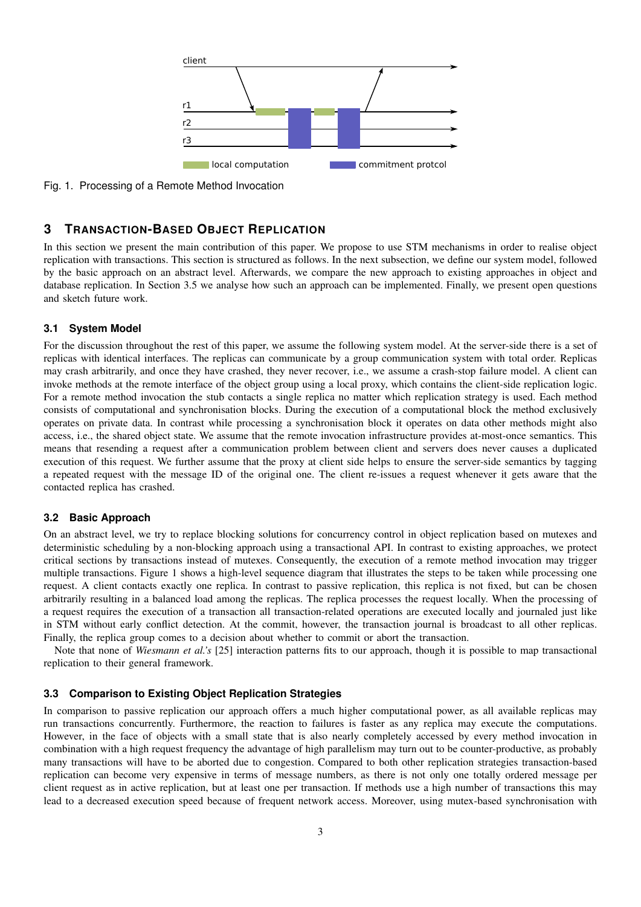Fig. 1. Processing of a Remote Method Invocation

## 3 Transaction-Based Object Replication

In this section we present the main contribution of this paper. We propose to use STM mechanisms in order to realise object replication with transactions. This section is structured as follows. In the next subsection, we define our system model, followed by the basic approach on an abstract level. Afterwards, we compare the new approach to existing approaches in object and database replication. In Section 3.5 we analyse how such an approach can be implemented. Finally, we present open questions and sketch future work.

### 3.1 System Model

For the discussion throughout the rest of this paper, we assume the following system model. At the server-side there is a set of replicas with identical interfaces. The replicas can communicate by a group communication system with total order. Replicas may crash arbitrarily, and once they have crashed, they never recover, i.e., we assume a crash-stop failure model. A client can invoke methods at the remote interface of the object group using a local proxy, which contains the client-side replication logic. For a remote method invocation the stub contacts a single replica no matter which replication strategy is used. Each method consists of computational and synchronisation blocks. During the execution of a computational block the method exclusively operates on private data. In contrast while processing a synchronisation block it operates on data other methods might also access, i.e., the shared object state. We assume that the remote invocation infrastructure provides at-most-once semantics. This means that resending a request after a communication problem between client and servers does never causes a duplicated execution of this request. We further assume that the proxy at client side helps to ensure the server-side semantics by tagging a repeated request with the message ID of the original one. The client re-issues a request whenever it gets aware that the contacted replica has crashed.

### 3.2 Basic Approach

On an abstract level, we try to replace blocking solutions for concurrency control in object replication based on mutexes and deterministic scheduling by a non-blocking approach using a transactional API. In contrast to existing approaches, we protect critical sections by transactions instead of mutexes. Consequently, the execution of a remote method invocation may trigger multiple transactions. Figure 1 shows a high-level sequence diagram that illustrates the steps to be taken while processing one request. A client contacts exactly one replica. In contrast to passive replication, this replica is not fixed, but can be chosen arbitrarily resulting in a balanced load among the replicas. The replica processes the request locally. When the processing of a request requires the execution of a transaction all transaction-related operations are executed locally and journaled just like in STM without early conflict detection. At the commit, however, the transaction journal is broadcast to all other replicas. Finally, the replica group comes to a decision about whether to commit or abort the transaction.

Note that none of *Wiesmann et al.'s* [25] interaction patterns fits to our approach, though it is possible to map transactional replication to their general framework.

### 3.3 Comparison to Existing Object Replication Strategies

In comparison to passive replication our approach offers a much higher computational power, as all available replicas may run transactions concurrently. Furthermore, the reaction to failures is faster as any replica may execute the computations. However, in the face of objects with a small state that is also nearly completely accessed by every method invocation in combination with a high request frequency the advantage of high parallelism may turn out to be counter-productive, as probably many transactions will have to be aborted due to congestion. Compared to both other replication strategies transaction-based replication can become very expensive in terms of message numbers, as there is not only one totally ordered message per client request as in active replication, but at least one per transaction. If methods use a high number of transactions this may lead to a decreased execution speed because of frequent network access. Moreover, using mutex-based synchronisation with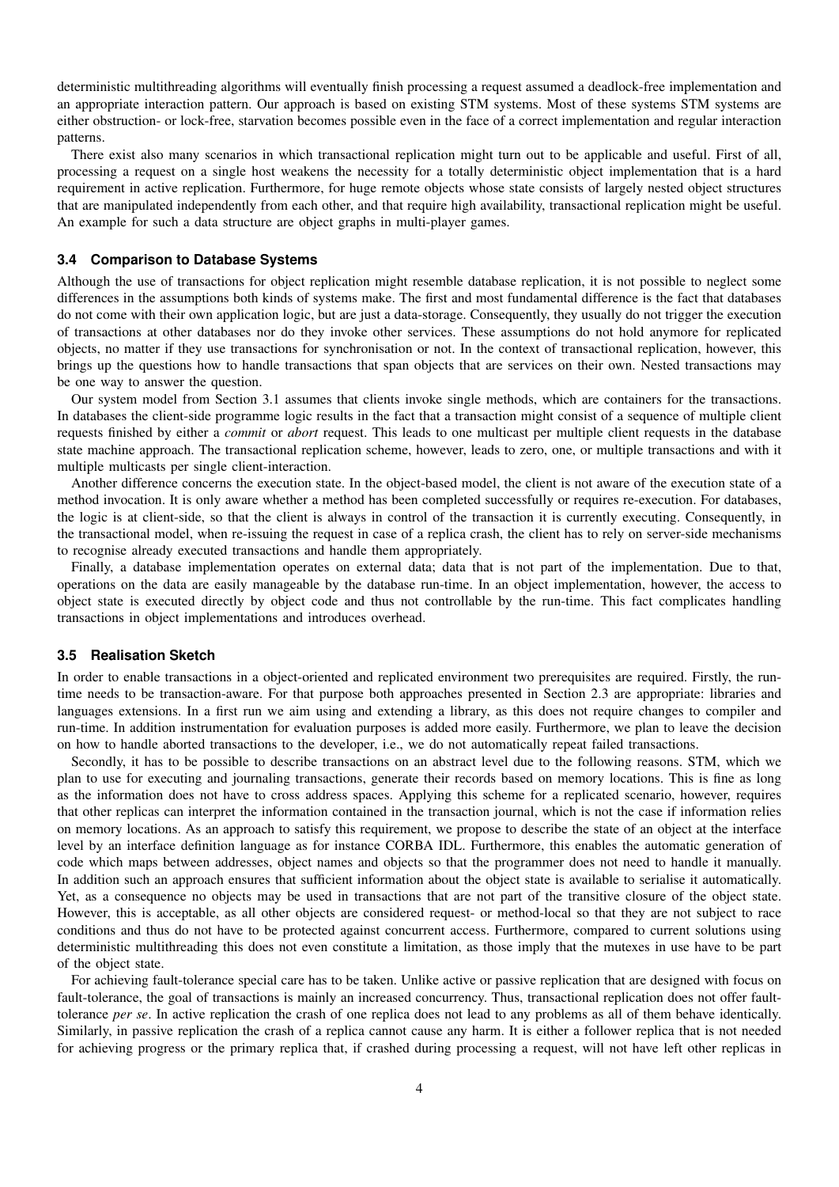deterministic multithreading algorithms will eventually finish processing a request assumed a deadlock-free implementation and an appropriate interaction pattern. Our approach is based on existing STM systems. Most of these systems STM systems are either obstruction- or lock-free, starvation becomes possible even in the face of a correct implementation and regular interaction patterns.

There exist also many scenarios in which transactional replication might turn out to be applicable and useful. First of all, processing a request on a single host weakens the necessity for a totally deterministic object implementation that is a hard requirement in active replication. Furthermore, for huge remote objects whose state consists of largely nested object structures that are manipulated independently from each other, and that require high availability, transactional replication might be useful. An example for such a data structure are object graphs in multi-player games.

### 3.4 Comparison to Database Systems

Although the use of transactions for object replication might resemble database replication, it is not possible to neglect some differences in the assumptions both kinds of systems make. The first and most fundamental difference is the fact that databases do not come with their own application logic, but are just a data-storage. Consequently, they usually do not trigger the execution of transactions at other databases nor do they invoke other services. These assumptions do not hold anymore for replicated objects, no matter if they use transactions for synchronisation or not. In the context of transactional replication, however, this brings up the questions how to handle transactions that span objects that are services on their own. Nested transactions may be one way to answer the question.

Our system model from Section 3.1 assumes that clients invoke single methods, which are containers for the transactions. In databases the client-side programme logic results in the fact that a transaction might consist of a sequence of multiple client requests finished by either a *commit* or *abort* request. This leads to one multicast per multiple client requests in the database state machine approach. The transactional replication scheme, however, leads to zero, one, or multiple transactions and with it multiple multicasts per single client-interaction.

Another difference concerns the execution state. In the object-based model, the client is not aware of the execution state of a method invocation. It is only aware whether a method has been completed successfully or requires re-execution. For databases, the logic is at client-side, so that the client is always in control of the transaction it is currently executing. Consequently, in the transactional model, when re-issuing the request in case of a replica crash, the client has to rely on server-side mechanisms to recognise already executed transactions and handle them appropriately.

Finally, a database implementation operates on external data; data that is not part of the implementation. Due to that, operations on the data are easily manageable by the database run-time. In an object implementation, however, the access to object state is executed directly by object code and thus not controllable by the run-time. This fact complicates handling transactions in object implementations and introduces overhead.

### 3.5 Realisation Sketch

In order to enable transactions in a object-oriented and replicated environment two prerequisites are required. Firstly, the run-time needs to be transaction-aware. For that purpose both approaches presented in Section 2.3 are appropriate: libraries and languages extensions. In a first run we aim using and extending a library, as this does not require changes to compiler and run-time. In addition instrumentation for evaluation purposes is added more easily. Furthermore, we plan to leave the decision on how to handle aborted transactions to the developer, i.e., we do not automatically repeat failed transactions.

Secondly, it has to be possible to describe transactions on an abstract level due to the following reasons. STM, which we plan to use for executing and journaling transactions, generate their records based on memory locations. This is fine as long as the information does not have to cross address spaces. Applying this scheme for a replicated scenario, however, requires that other replicas can interpret the information contained in the transaction journal, which is not the case if information relies on memory locations. As an approach to satisfy this requirement, we propose to describe the state of an object at the interface level by an interface definition language as for instance CORBA IDL. Furthermore, this enables the automatic generation of code which maps between addresses, object names and objects so that the programmer does not need to handle it manually. In addition such an approach ensures that sufficient information about the object state is available to serialise it automatically. Yet, as a consequence no objects may be used in transactions that are not part of the transitive closure of the object state. However, this is acceptable, as all other objects are considered request- or method-local so that they are not subject to race conditions and thus do not have to be protected against concurrent access. Furthermore, compared to current solutions using deterministic multithreading this does not even constitute a limitation, as those imply that the mutexes in use have to be part of the object state.

For achieving fault-tolerance special care has to be taken. Unlike active or passive replication that are designed with focus on fault-tolerance, the goal of transactions is mainly an increased concurrency. Thus, transactional replication does not offer fault-tolerance *per se*. In active replication the crash of one replica does not lead to any problems as all of them behave identically. Similarly, in passive replication the crash of a replica cannot cause any harm. It is either a follower replica that is not needed for achieving progress or the primary replica that, if crashed during processing a request, will not have left other replicas in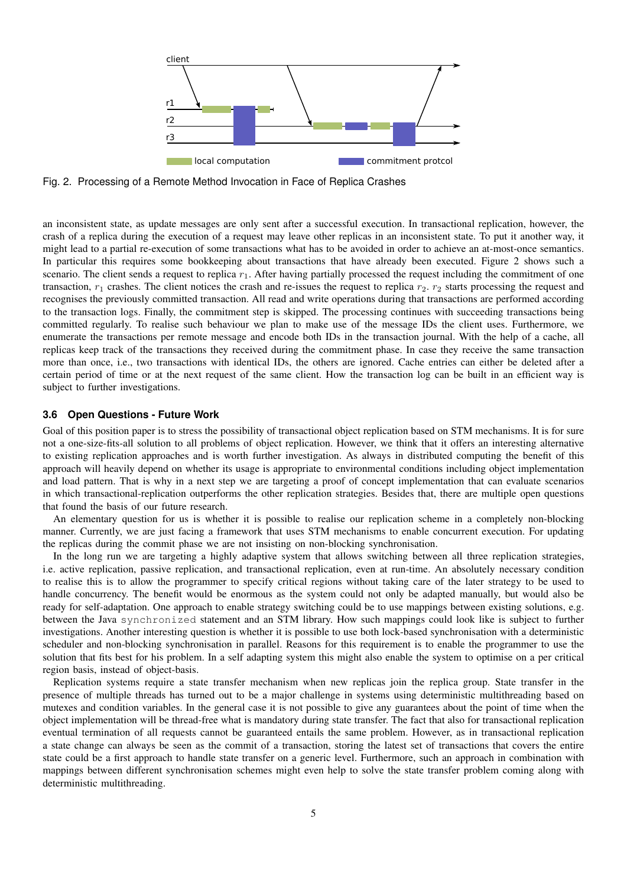Fig. 2. Processing of a Remote Method Invocation in Face of Replica Crashes

an inconsistent state, as update messages are only sent after a successful execution. In transactional replication, however, the crash of a replica during the execution of a request may leave other replicas in an inconsistent state. To put it another way, it might lead to a partial re-execution of some transactions what has to be avoided in order to achieve an at-most-once semantics. In particular this requires some bookkeeping about transactions that have already been executed. Figure 2 shows such a scenario. The client sends a request to replica $r_1$. After having partially processed the request including the commitment of one transaction, $r_1$ crashes. The client notices the crash and re-issues the request to replica $r_2$. $r_2$ starts processing the request and recognises the previously committed transaction. All read and write operations during that transactions are performed according to the transaction logs. Finally, the commitment step is skipped. The processing continues with succeeding transactions being committed regularly. To realise such behaviour we plan to make use of the message IDs the client uses. Furthermore, we enumerate the transactions per remote message and encode both IDs in the transaction journal. With the help of a cache, all replicas keep track of the transactions they received during the commitment phase. In case they receive the same transaction more than once, i.e., two transactions with identical IDs, the others are ignored. Cache entries can either be deleted after a certain period of time or at the next request of the same client. How the transaction log can be built in an efficient way is subject to further investigations.

### 3.6 Open Questions - Future Work

Goal of this position paper is to stress the possibility of transactional object replication based on STM mechanisms. It is for sure not a one-size-fits-all solution to all problems of object replication. However, we think that it offers an interesting alternative to existing replication approaches and is worth further investigation. As always in distributed computing the benefit of this approach will heavily depend on whether its usage is appropriate to environmental conditions including object implementation and load pattern. That is why in a next step we are targeting a proof of concept implementation that can evaluate scenarios in which transactional-replication outperforms the other replication strategies. Besides that, there are multiple open questions that found the basis of our future research.

An elementary question for us is whether it is possible to realise our replication scheme in a completely non-blocking manner. Currently, we are just facing a framework that uses STM mechanisms to enable concurrent execution. For updating the replicas during the commit phase we are not insisting on non-blocking synchronisation.

In the long run we are targeting a highly adaptive system that allows switching between all three replication strategies, i.e. active replication, passive replication, and transactional replication, even at run-time. An absolutely necessary condition to realise this is to allow the programmer to specify critical regions without taking care of the later strategy to be used to handle concurrency. The benefit would be enormous as the system could not only be adapted manually, but would also be ready for self-adaptation. One approach to enable strategy switching could be to use mappings between existing solutions, e.g. between the Java `synchronized` statement and an STM library. How such mappings could look like is subject to further investigations. Another interesting question is whether it is possible to use both lock-based synchronisation with a deterministic scheduler and non-blocking synchronisation in parallel. Reasons for this requirement is to enable the programmer to use the solution that fits best for his problem. In a self adapting system this might also enable the system to optimise on a per critical region basis, instead of object-basis.

Replication systems require a state transfer mechanism when new replicas join the replica group. State transfer in the presence of multiple threads has turned out to be a major challenge in systems using deterministic multithreading based on mutexes and condition variables. In the general case it is not possible to give any guarantees about the point of time when the object implementation will be thread-free what is mandatory during state transfer. The fact that also for transactional replication eventual termination of all requests cannot be guaranteed entails the same problem. However, as in transactional replication a state change can always be seen as the commit of a transaction, storing the latest set of transactions that covers the entire state could be a first approach to handle state transfer on a generic level. Furthermore, such an approach in combination with mappings between different synchronisation schemes might even help to solve the state transfer problem coming along with deterministic multithreading.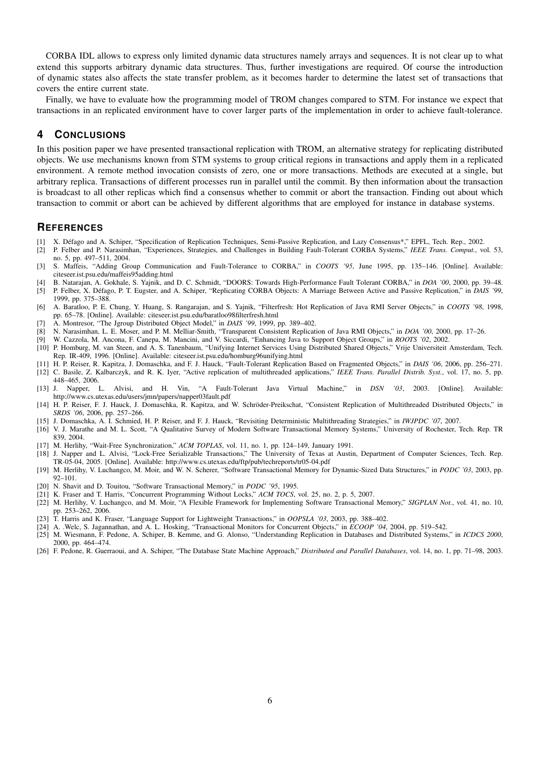CORBA IDL allows to express only limited dynamic data structures namely arrays and sequences. It is not clear up to what extend this supports arbitrary dynamic data structures. Thus, further investigations are required. Of course the introduction of dynamic states also affects the state transfer problem, as it becomes harder to determine the latest set of transactions that covers the entire current state.

Finally, we have to evaluate how the programming model of TROM changes compared to STM. For instance we expect that transactions in an replicated environment have to cover larger parts of the implementation in order to achieve fault-tolerance.

## 4 CONCLUSIONS

In this position paper we have presented transactional replication with TROM, an alternative strategy for replicating distributed objects. We use mechanisms known from STM systems to group critical regions in transactions and apply them in a replicated environment. A remote method invocation consists of zero, one or more transactions. Methods are executed at a single, but arbitrary replica. Transactions of different processes run in parallel until the commit. By then information about the transaction is broadcast to all other replicas which find a consensus whether to commit or abort the transaction. Finding out about which transaction to commit or abort can be achieved by different algorithms that are employed for instance in database systems.

## REFERENCES

[1] X. Défago and A. Schiper, "Specification of Replication Techniques, Semi-Passive Replication, and Lazy Consensus*," EPFL, Tech. Rep., 2002.
[2] P. Felber and P. Narasimhan, "Experiences, Strategies, and Challenges in Building Fault-Tolerant CORBA Systems," *IEEE Trans. Comput.*, vol. 53, no. 5, pp. 497–511, 2004.
[3] S. Maffeis, "Adding Group Communication and Fault-Tolerance to CORBA," in *COOTS '95*, June 1995, pp. 135–146. [Online]. Available: citeseer.ist.psu.edu/maffeis95adding.html
[4] B. Natarajan, A. Gokhale, S. Yajnik, and D. C. Schmidt, "DOORS: Towards High-Performance Fault Tolerant CORBA," in *DOA '00*, 2000, pp. 39–48.
[5] P. Felber, X. Défago, P. T. Eugster, and A. Schiper, "Replicating CORBA Objects: A Marriage Between Active and Passive Replication," in *DAIS '99*, 1999, pp. 375–388.
[6] A. Baratloo, P. E. Chung, Y. Huang, S. Rangarajan, and S. Yajnik, "Filterfresh: Hot Replication of Java RMI Server Objects," in *COOTS '98*, 1998, pp. 65–78. [Online]. Available: citeseer.ist.psu.edu/baratloo98filterfresh.html
[7] A. Montresor, "The Jgroup Distributed Object Model," in *DAIS '99*, 1999, pp. 389–402.
[8] N. Narasimhan, L. E. Moser, and P. M. Melliar-Smith, "Transparent Consistent Replication of Java RMI Objects," in *DOA '00*, 2000, pp. 17–26.
[9] W. Cazzola, M. Ancona, F. Canepa, M. Mancini, and V. Siccardi, "Enhancing Java to Support Object Groups," in *ROOTS '02*, 2002.
[10] P. Homburg, M. van Steen, and A. S. Tanenbaum, "Unifying Internet Services Using Distributed Shared Objects," Vrije Universiteit Amsterdam, Tech. Rep. IR-409, 1996. [Online]. Available: citeseer.ist.psu.edu/homburg96unifying.html
[11] H. P. Reiser, R. Kapitza, J. Domaschka, and F. J. Hauck, "Fault-Tolerant Replication Based on Fragmented Objects," in *DAIS '06*, 2006, pp. 256–271.
[12] C. Basile, Z. Kalbarczyk, and R. K. Iyer, "Active replication of multithreaded applications," *IEEE Trans. Parallel Distrib. Syst.*, vol. 17, no. 5, pp. 448–465, 2006.
[13] J. Napper, L. Alvisi, and H. Vin, "A Fault-Tolerant Java Virtual Machine," in *DSN '03*, 2003. [Online]. Available: http://www.cs.utexas.edu/users/jmn/papers/napper03fault.pdf
[14] H. P. Reiser, F. J. Hauck, J. Domaschka, R. Kapitza, and W. Schröder-Preikschat, "Consistent Replication of Multithreaded Distributed Objects," in *SRDS '06*, 2006, pp. 257–266.
[15] J. Domaschka, A. I. Schmied, H. P. Reiser, and F. J. Hauck, "Revisiting Deterministic Multithreading Strategies," in *IWJPDC '07*, 2007.
[16] V. J. Marathe and M. L. Scott, "A Qualitative Survey of Modern Software Transactional Memory Systems," University of Rochester, Tech. Rep. TR 839, 2004.
[17] M. Herlihy, "Wait-Free Synchronization," *ACM TOPLAS*, vol. 11, no. 1, pp. 124–149, January 1991.
[18] J. Napper and L. Alvisi, "Lock-Free Serializable Transactions," The University of Texas at Austin, Department of Computer Sciences, Tech. Rep. TR-05-04, 2005. [Online]. Available: http://www.cs.utexas.edu/ftp/pub/techreports/tr05-04.pdf
[19] M. Herlihy, V. Luchangco, M. Moir, and W. N. Scherer, "Software Transactional Memory for Dynamic-Sized Data Structures," in *PODC '03*, 2003, pp. 92–101.
[20] N. Shavit and D. Touitou, "Software Transactional Memory," in *PODC '95*, 1995.
[21] K. Fraser and T. Harris, "Concurrent Programming Without Locks," *ACM TOCS*, vol. 25, no. 2, p. 5, 2007.
[22] M. Herlihy, V. Luchangco, and M. Moir, "A Flexible Framework for Implementing Software Transactional Memory," *SIGPLAN Not.*, vol. 41, no. 10, pp. 253–262, 2006.
[23] T. Harris and K. Fraser, "Language Support for Lightweight Transactions," in *OOPSLA '03*, 2003, pp. 388–402.
[24] A. .Welc, S. Jagannathan, and A. L. Hosking, "Transactional Monitors for Concurrent Objects," in *ECOOP '04*, 2004, pp. 519–542.
[25] M. Wiesmann, F. Pedone, A. Schiper, B. Kemme, and G. Alonso, "Understanding Replication in Databases and Distributed Systems," in *ICDCS 2000*, 2000, pp. 464–474.
[26] F. Pedone, R. Guerraoui, and A. Schiper, "The Database State Machine Approach," *Distributed and Parallel Databases*, vol. 14, no. 1, pp. 71–98, 2003.